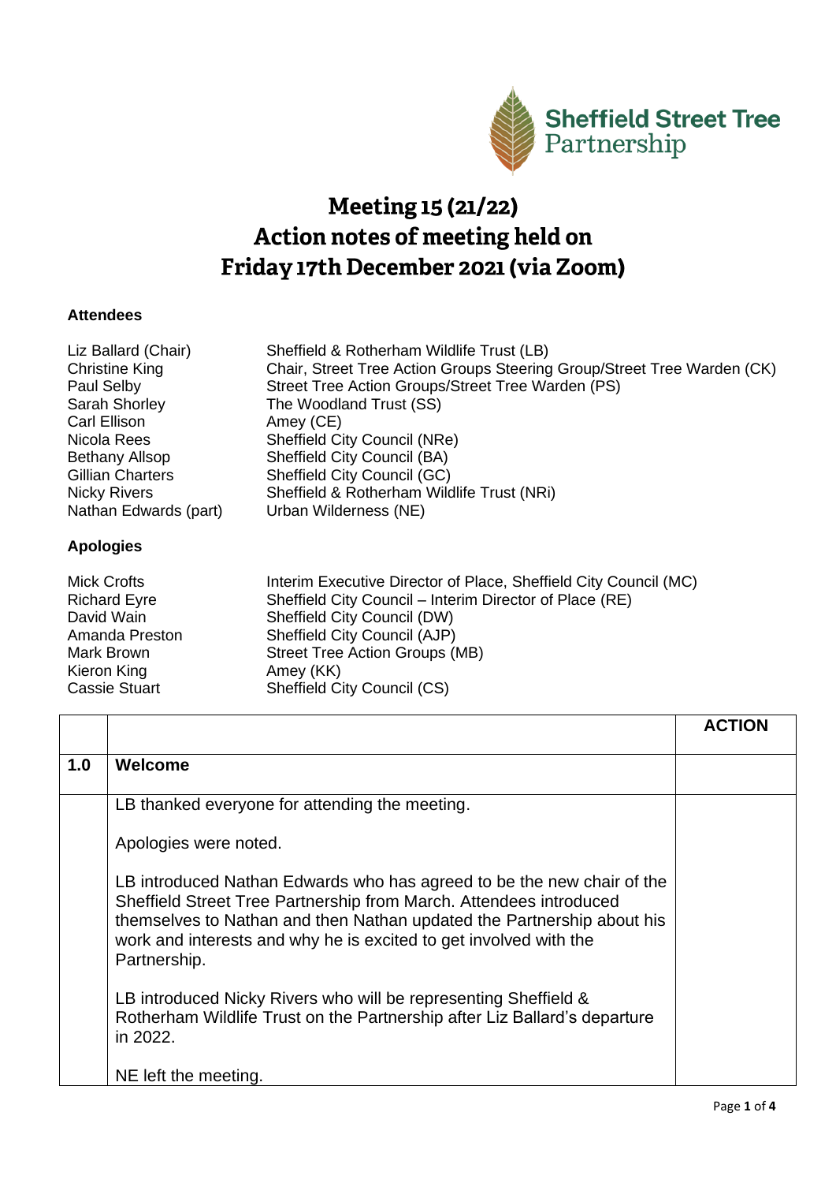Sheffield Street Tree Partnership

# Meeting 15 (21/22)
# Action notes of meeting held on Friday 17th December 2021 (via Zoom)

**Attendees**

| | |
|---|---|
| Liz Ballard (Chair) | Sheffield & Rotherham Wildlife Trust (LB) |
| Christine King | Chair, Street Tree Action Groups Steering Group/Street Tree Warden (CK) |
| Paul Selby | Street Tree Action Groups/Street Tree Warden (PS) |
| Sarah Shorley | The Woodland Trust (SS) |
| Carl Ellison | Amey (CE) |
| Nicola Rees | Sheffield City Council (NRe) |
| Bethany Allsop | Sheffield City Council (BA) |
| Gillian Charters | Sheffield City Council (GC) |
| Nicky Rivers | Sheffield & Rotherham Wildlife Trust (NRi) |
| Nathan Edwards (part) | Urban Wilderness (NE) |

**Apologies**

| | |
|---|---|
| Mick Crofts | Interim Executive Director of Place, Sheffield City Council (MC) |
| Richard Eyre | Sheffield City Council – Interim Director of Place (RE) |
| David Wain | Sheffield City Council (DW) |
| Amanda Preston | Sheffield City Council (AJP) |
| Mark Brown | Street Tree Action Groups (MB) |
| Kieron King | Amey (KK) |
| Cassie Stuart | Sheffield City Council (CS) |

| | | **ACTION** |
|---|---|---|
| **1.0** | **Welcome** | |
| | LB thanked everyone for attending the meeting.<br><br>Apologies were noted.<br><br>LB introduced Nathan Edwards who has agreed to be the new chair of the Sheffield Street Tree Partnership from March. Attendees introduced themselves to Nathan and then Nathan updated the Partnership about his work and interests and why he is excited to get involved with the Partnership.<br><br>LB introduced Nicky Rivers who will be representing Sheffield & Rotherham Wildlife Trust on the Partnership after Liz Ballard's departure in 2022.<br><br>NE left the meeting. | |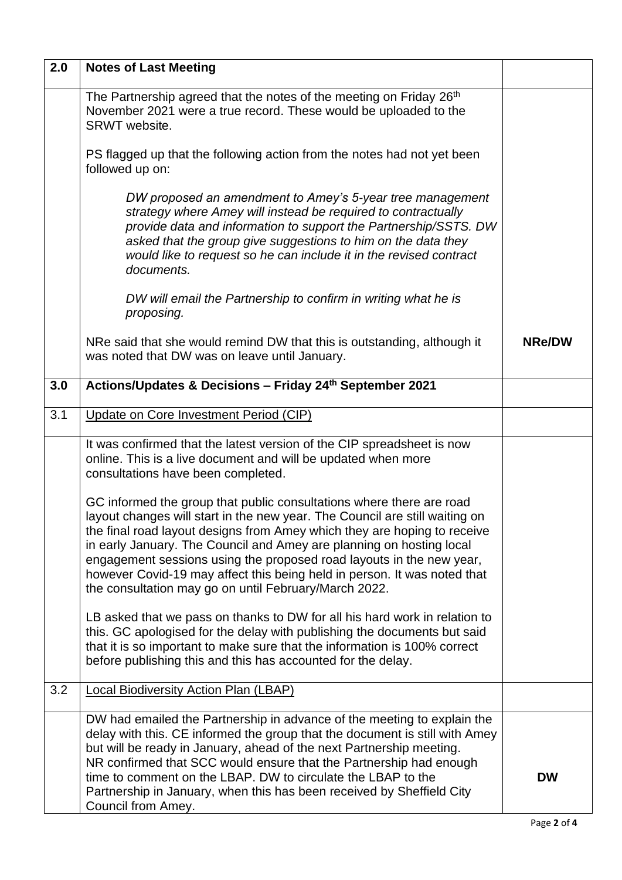| 2.0 | **Notes of Last Meeting** | |
|---|---|---|
| | The Partnership agreed that the notes of the meeting on Friday 26th November 2021 were a true record. These would be uploaded to the SRWT website.<br><br>PS flagged up that the following action from the notes had not yet been followed up on:<br><br>*DW proposed an amendment to Amey's 5-year tree management strategy where Amey will instead be required to contractually provide data and information to support the Partnership/SSTS. DW asked that the group give suggestions to him on the data they would like to request so he can include it in the revised contract documents.*<br><br>*DW will email the Partnership to confirm in writing what he is proposing.*<br><br>NRe said that she would remind DW that this is outstanding, although it was noted that DW was on leave until January. | **NRe/DW** |
| **3.0** | **Actions/Updates & Decisions – Friday 24th September 2021** | |
| 3.1 | Update on Core Investment Period (CIP) | |
| | It was confirmed that the latest version of the CIP spreadsheet is now online. This is a live document and will be updated when more consultations have been completed.<br><br>GC informed the group that public consultations where there are road layout changes will start in the new year. The Council are still waiting on the final road layout designs from Amey which they are hoping to receive in early January. The Council and Amey are planning on hosting local engagement sessions using the proposed road layouts in the new year, however Covid-19 may affect this being held in person. It was noted that the consultation may go on until February/March 2022.<br><br>LB asked that we pass on thanks to DW for all his hard work in relation to this. GC apologised for the delay with publishing the documents but said that it is so important to make sure that the information is 100% correct before publishing this and this has accounted for the delay. | |
| 3.2 | Local Biodiversity Action Plan (LBAP) | |
| | DW had emailed the Partnership in advance of the meeting to explain the delay with this. CE informed the group that the document is still with Amey but will be ready in January, ahead of the next Partnership meeting. NR confirmed that SCC would ensure that the Partnership had enough time to comment on the LBAP. DW to circulate the LBAP to the Partnership in January, when this has been received by Sheffield City Council from Amey. | **DW** |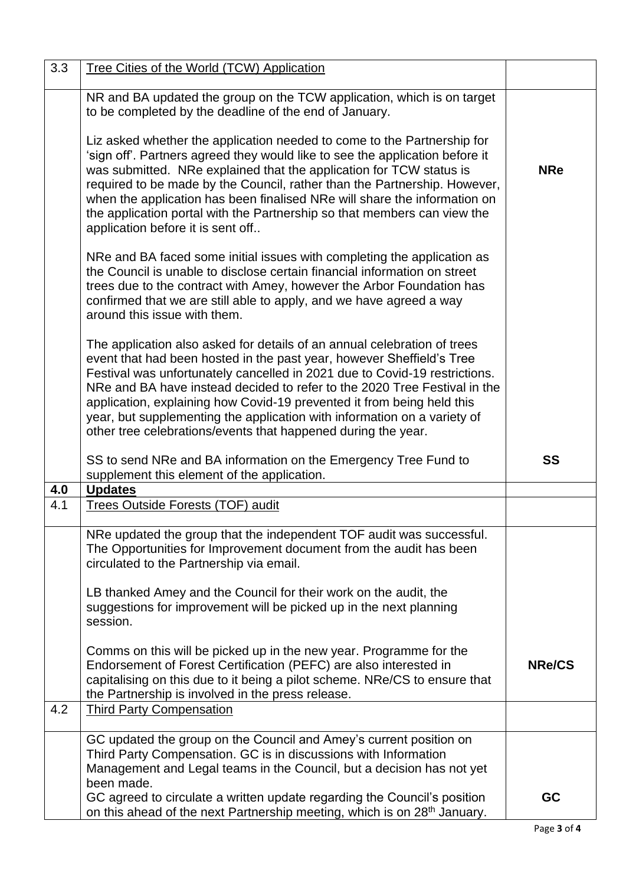| 3.3 | Tree Cities of the World (TCW) Application | |
|---|---|---|
| | NR and BA updated the group on the TCW application, which is on target to be completed by the deadline of the end of January.<br><br>Liz asked whether the application needed to come to the Partnership for 'sign off'. Partners agreed they would like to see the application before it was submitted. NRe explained that the application for TCW status is required to be made by the Council, rather than the Partnership. However, when the application has been finalised NRe will share the information on the application portal with the Partnership so that members can view the application before it is sent off..<br><br>NRe and BA faced some initial issues with completing the application as the Council is unable to disclose certain financial information on street trees due to the contract with Amey, however the Arbor Foundation has confirmed that we are still able to apply, and we have agreed a way around this issue with them.<br><br>The application also asked for details of an annual celebration of trees event that had been hosted in the past year, however Sheffield's Tree Festival was unfortunately cancelled in 2021 due to Covid-19 restrictions. NRe and BA have instead decided to refer to the 2020 Tree Festival in the application, explaining how Covid-19 prevented it from being held this year, but supplementing the application with information on a variety of other tree celebrations/events that happened during the year.<br><br>SS to send NRe and BA information on the Emergency Tree Fund to supplement this element of the application. | **NRe**<br><br>**SS** |
| **4.0** | **Updates** | |
| 4.1 | Trees Outside Forests (TOF) audit | |
| | NRe updated the group that the independent TOF audit was successful. The Opportunities for Improvement document from the audit has been circulated to the Partnership via email.<br><br>LB thanked Amey and the Council for their work on the audit, the suggestions for improvement will be picked up in the next planning session.<br><br>Comms on this will be picked up in the new year. Programme for the Endorsement of Forest Certification (PEFC) are also interested in capitalising on this due to it being a pilot scheme. NRe/CS to ensure that the Partnership is involved in the press release. | **NRe/CS** |
| 4.2 | Third Party Compensation | |
| | GC updated the group on the Council and Amey's current position on Third Party Compensation. GC is in discussions with Information Management and Legal teams in the Council, but a decision has not yet been made.<br>GC agreed to circulate a written update regarding the Council's position on this ahead of the next Partnership meeting, which is on 28th January. | **GC** |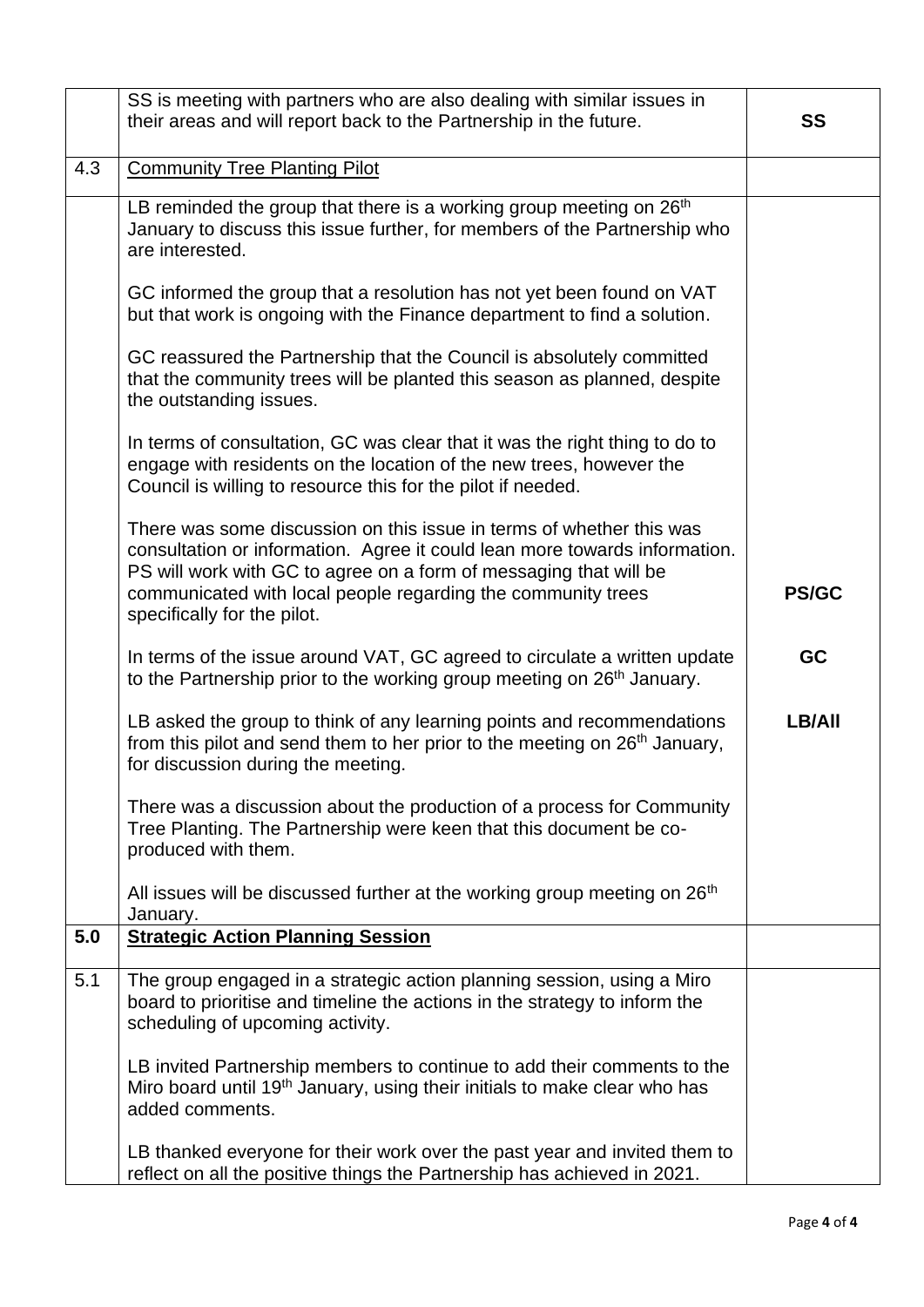| | | |
|---|---|---|
| | SS is meeting with partners who are also dealing with similar issues in their areas and will report back to the Partnership in the future. | **SS** |
| 4.3 | Community Tree Planting Pilot | |
| | LB reminded the group that there is a working group meeting on 26th January to discuss this issue further, for members of the Partnership who are interested.<br><br>GC informed the group that a resolution has not yet been found on VAT but that work is ongoing with the Finance department to find a solution.<br><br>GC reassured the Partnership that the Council is absolutely committed that the community trees will be planted this season as planned, despite the outstanding issues.<br><br>In terms of consultation, GC was clear that it was the right thing to do to engage with residents on the location of the new trees, however the Council is willing to resource this for the pilot if needed.<br><br>There was some discussion on this issue in terms of whether this was consultation or information. Agree it could lean more towards information. PS will work with GC to agree on a form of messaging that will be communicated with local people regarding the community trees specifically for the pilot. | **PS/GC** |
| | In terms of the issue around VAT, GC agreed to circulate a written update to the Partnership prior to the working group meeting on 26th January. | **GC** |
| | LB asked the group to think of any learning points and recommendations from this pilot and send them to her prior to the meeting on 26th January, for discussion during the meeting.<br><br>There was a discussion about the production of a process for Community Tree Planting. The Partnership were keen that this document be co-produced with them.<br><br>All issues will be discussed further at the working group meeting on 26th January. | **LB/All** |
| **5.0** | **Strategic Action Planning Session** | |
| 5.1 | The group engaged in a strategic action planning session, using a Miro board to prioritise and timeline the actions in the strategy to inform the scheduling of upcoming activity.<br><br>LB invited Partnership members to continue to add their comments to the Miro board until 19th January, using their initials to make clear who has added comments.<br><br>LB thanked everyone for their work over the past year and invited them to reflect on all the positive things the Partnership has achieved in 2021. | |